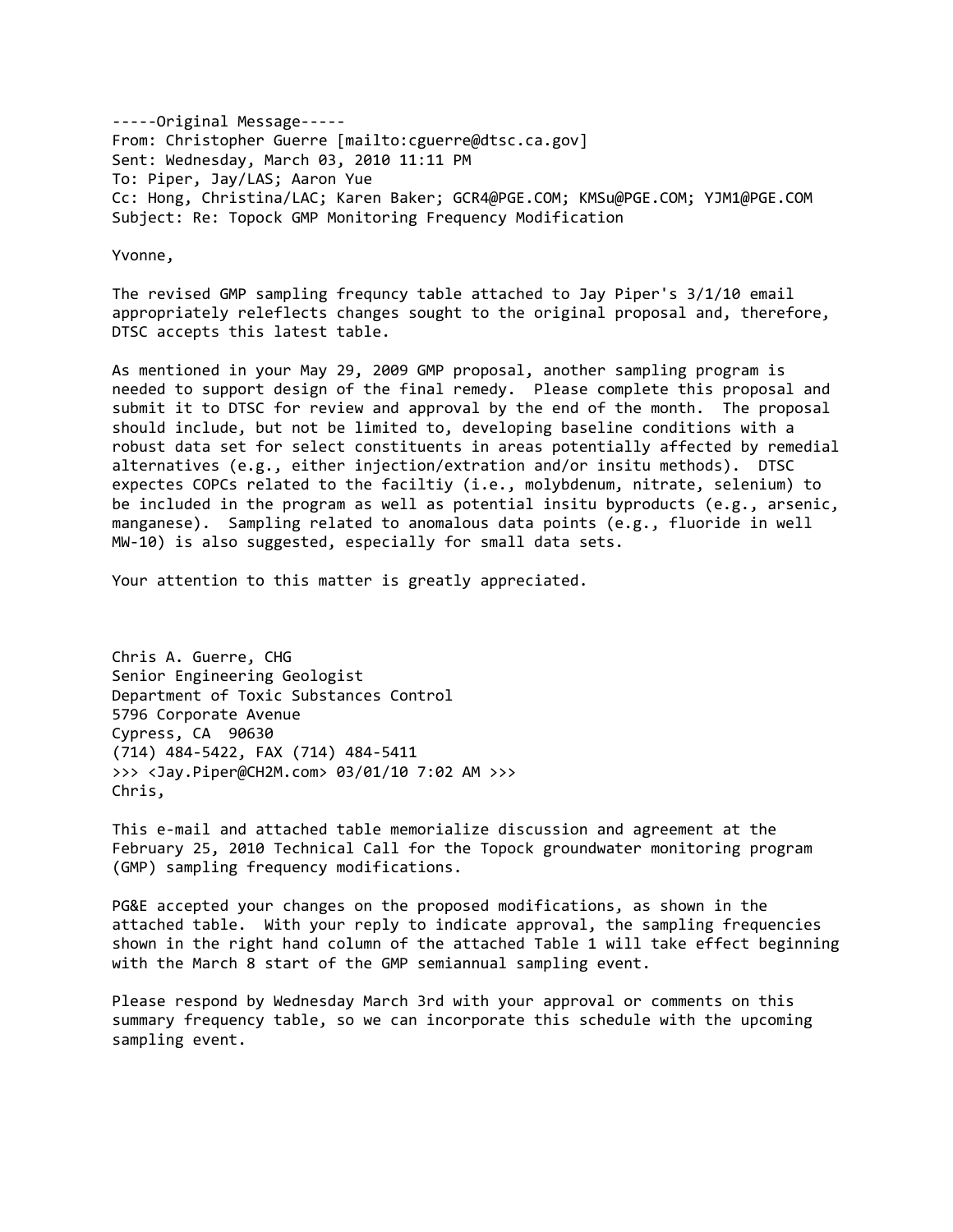-----Original Message-----
From: Christopher Guerre [mailto:cguerre@dtsc.ca.gov]
Sent: Wednesday, March 03, 2010 11:11 PM
To: Piper, Jay/LAS; Aaron Yue
Cc: Hong, Christina/LAC; Karen Baker; GCR4@PGE.COM; KMSu@PGE.COM; YJM1@PGE.COM
Subject: Re: Topock GMP Monitoring Frequency Modification

Yvonne,

The revised GMP sampling frequncy table attached to Jay Piper's 3/1/10 email appropriately releflects changes sought to the original proposal and, therefore, DTSC accepts this latest table.

As mentioned in your May 29, 2009 GMP proposal, another sampling program is needed to support design of the final remedy. Please complete this proposal and submit it to DTSC for review and approval by the end of the month. The proposal should include, but not be limited to, developing baseline conditions with a robust data set for select constituents in areas potentially affected by remedial alternatives (e.g., either injection/extration and/or insitu methods). DTSC expectes COPCs related to the faciltiy (i.e., molybdenum, nitrate, selenium) to be included in the program as well as potential insitu byproducts (e.g., arsenic, manganese). Sampling related to anomalous data points (e.g., fluoride in well MW-10) is also suggested, especially for small data sets.

Your attention to this matter is greatly appreciated.

Chris A. Guerre, CHG
Senior Engineering Geologist
Department of Toxic Substances Control
5796 Corporate Avenue
Cypress, CA 90630
(714) 484-5422, FAX (714) 484-5411
>>> <Jay.Piper@CH2M.com> 03/01/10 7:02 AM >>>
Chris,

This e-mail and attached table memorialize discussion and agreement at the February 25, 2010 Technical Call for the Topock groundwater monitoring program (GMP) sampling frequency modifications.

PG&E accepted your changes on the proposed modifications, as shown in the attached table. With your reply to indicate approval, the sampling frequencies shown in the right hand column of the attached Table 1 will take effect beginning with the March 8 start of the GMP semiannual sampling event.

Please respond by Wednesday March 3rd with your approval or comments on this summary frequency table, so we can incorporate this schedule with the upcoming sampling event.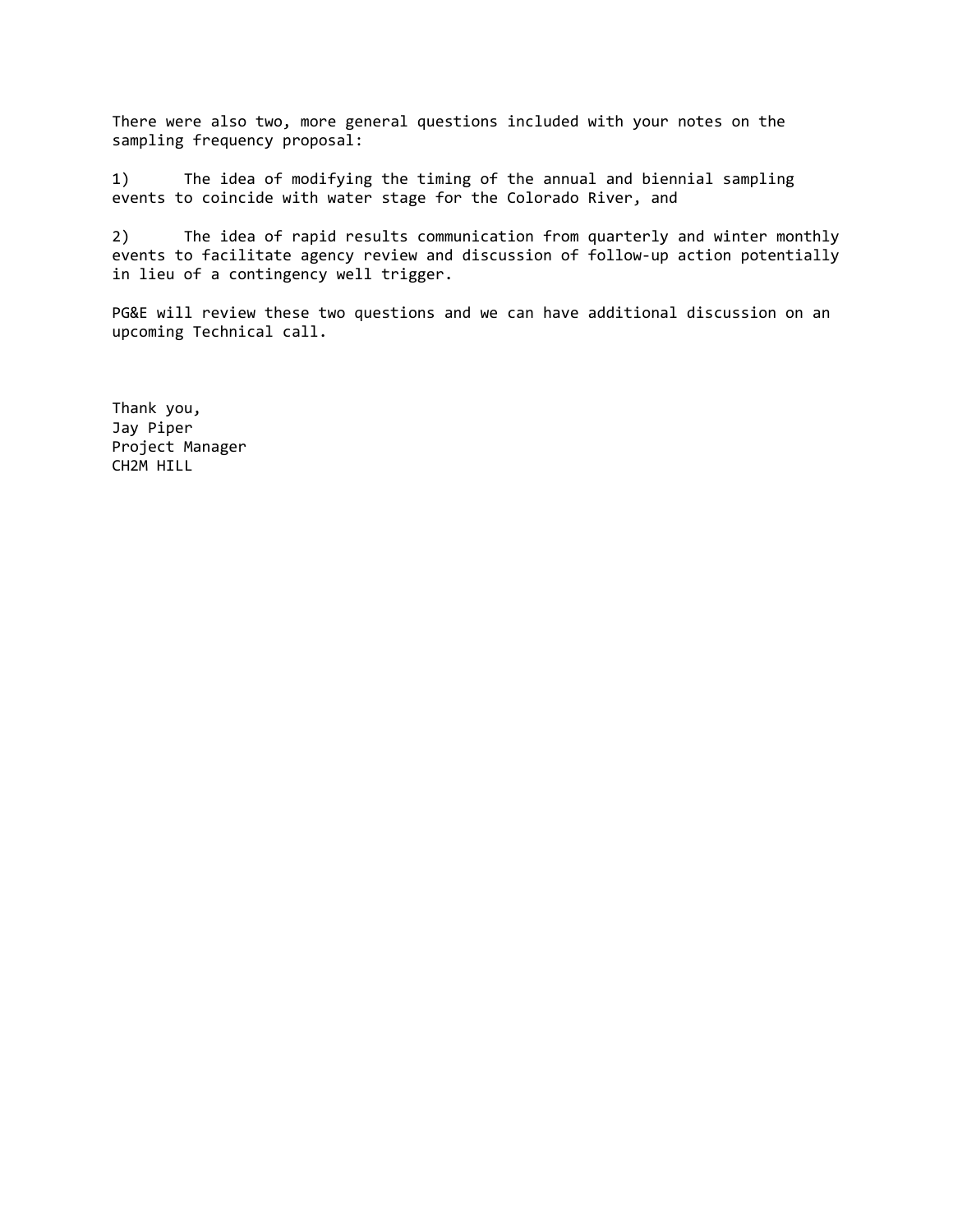There were also two, more general questions included with your notes on the sampling frequency proposal:

1) The idea of modifying the timing of the annual and biennial sampling events to coincide with water stage for the Colorado River, and

2) The idea of rapid results communication from quarterly and winter monthly events to facilitate agency review and discussion of follow-up action potentially in lieu of a contingency well trigger.

PG&E will review these two questions and we can have additional discussion on an upcoming Technical call.

Thank you,
Jay Piper
Project Manager
CH2M HILL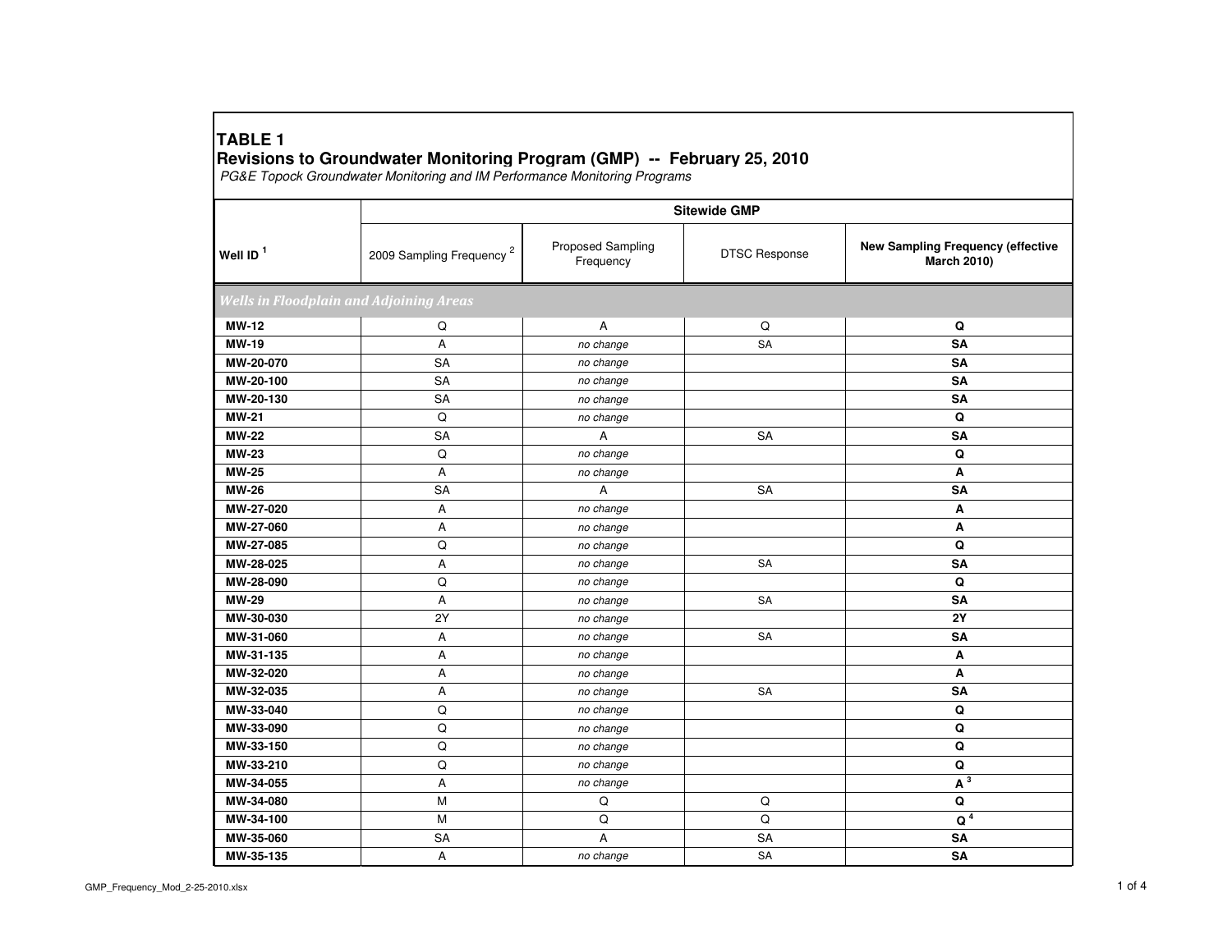# TABLE 1

## Revisions to Groundwater Monitoring Program (GMP) -- February 25, 2010

*PG&E Topock Groundwater Monitoring and IM Performance Monitoring Programs*

| Well ID [1] | Sitewide GMP | | | |
|---|---|---|---|---|
| | 2009 Sampling Frequency [2] | Proposed Sampling Frequency | DTSC Response | New Sampling Frequency (effective March 2010) |
| ***Wells in Floodplain and Adjoining Areas*** | | | | |
| **MW-12** | Q | A | Q | **Q** |
| **MW-19** | A | *no change* | SA | **SA** |
| **MW-20-070** | SA | *no change* | | **SA** |
| **MW-20-100** | SA | *no change* | | **SA** |
| **MW-20-130** | SA | *no change* | | **SA** |
| **MW-21** | Q | *no change* | | **Q** |
| **MW-22** | SA | A | SA | **SA** |
| **MW-23** | Q | *no change* | | **Q** |
| **MW-25** | A | *no change* | | **A** |
| **MW-26** | SA | A | SA | **SA** |
| **MW-27-020** | A | *no change* | | **A** |
| **MW-27-060** | A | *no change* | | **A** |
| **MW-27-085** | Q | *no change* | | **Q** |
| **MW-28-025** | A | *no change* | SA | **SA** |
| **MW-28-090** | Q | *no change* | | **Q** |
| **MW-29** | A | *no change* | SA | **SA** |
| **MW-30-030** | 2Y | *no change* | | **2Y** |
| **MW-31-060** | A | *no change* | SA | **SA** |
| **MW-31-135** | A | *no change* | | **A** |
| **MW-32-020** | A | *no change* | | **A** |
| **MW-32-035** | A | *no change* | SA | **SA** |
| **MW-33-040** | Q | *no change* | | **Q** |
| **MW-33-090** | Q | *no change* | | **Q** |
| **MW-33-150** | Q | *no change* | | **Q** |
| **MW-33-210** | Q | *no change* | | **Q** |
| **MW-34-055** | A | *no change* | | **A** [3] |
| **MW-34-080** | M | Q | Q | **Q** |
| **MW-34-100** | M | Q | Q | **Q** [4] |
| **MW-35-060** | SA | A | SA | **SA** |
| **MW-35-135** | A | *no change* | SA | **SA** |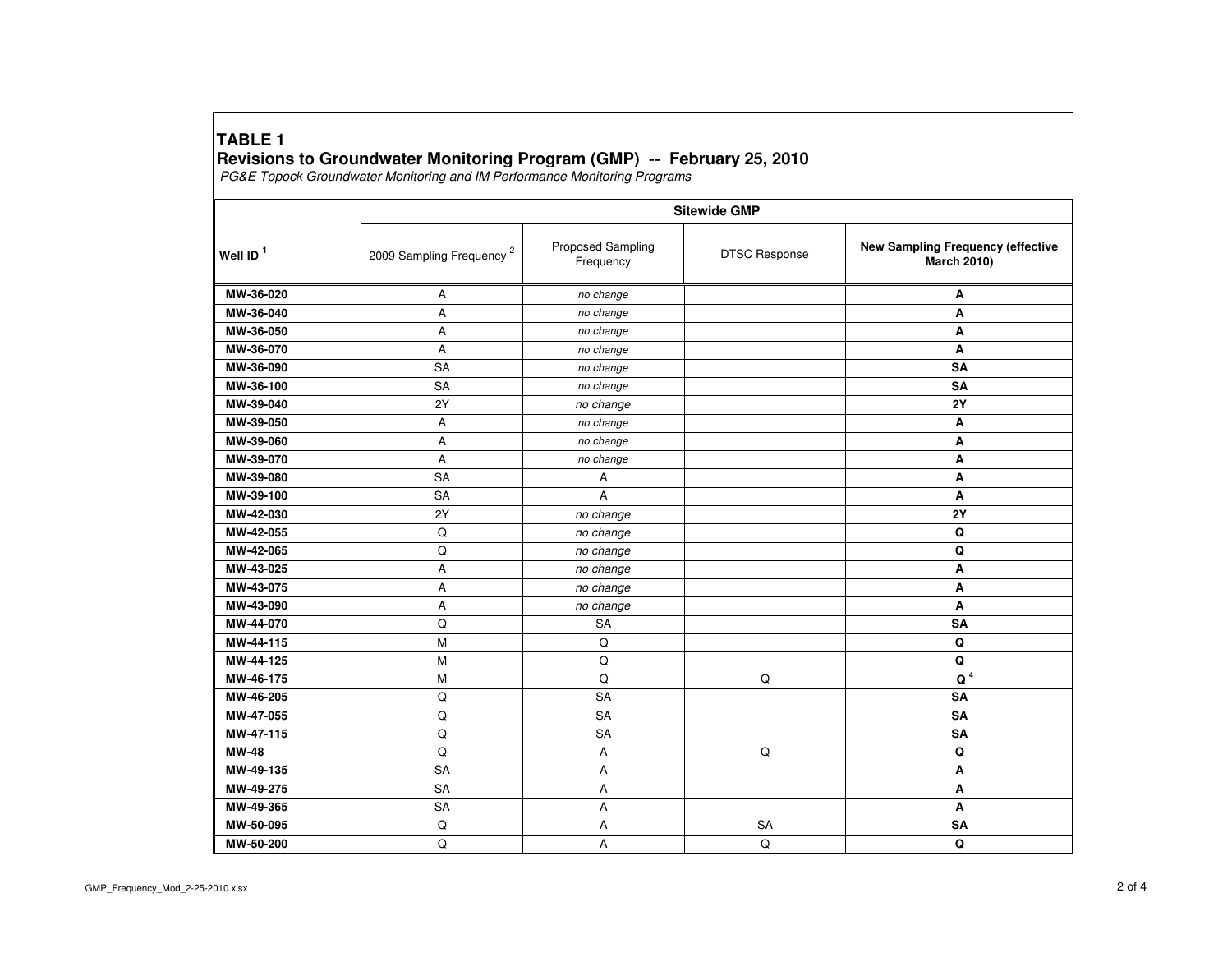## TABLE 1

### Revisions to Groundwater Monitoring Program (GMP) -- February 25, 2010

*PG&E Topock Groundwater Monitoring and IM Performance Monitoring Programs*

| Well ID [1] | Sitewide GMP | | | |
|---|---|---|---|---|
| | 2009 Sampling Frequency [2] | Proposed Sampling Frequency | DTSC Response | **New Sampling Frequency (effective March 2010)** |
| **MW-36-020** | A | *no change* | | **A** |
| **MW-36-040** | A | *no change* | | **A** |
| **MW-36-050** | A | *no change* | | **A** |
| **MW-36-070** | A | *no change* | | **A** |
| **MW-36-090** | SA | *no change* | | **SA** |
| **MW-36-100** | SA | *no change* | | **SA** |
| **MW-39-040** | 2Y | *no change* | | **2Y** |
| **MW-39-050** | A | *no change* | | **A** |
| **MW-39-060** | A | *no change* | | **A** |
| **MW-39-070** | A | *no change* | | **A** |
| **MW-39-080** | SA | A | | **A** |
| **MW-39-100** | SA | A | | **A** |
| **MW-42-030** | 2Y | *no change* | | **2Y** |
| **MW-42-055** | Q | *no change* | | **Q** |
| **MW-42-065** | Q | *no change* | | **Q** |
| **MW-43-025** | A | *no change* | | **A** |
| **MW-43-075** | A | *no change* | | **A** |
| **MW-43-090** | A | *no change* | | **A** |
| **MW-44-070** | Q | SA | | **SA** |
| **MW-44-115** | M | Q | | **Q** |
| **MW-44-125** | M | Q | | **Q** |
| **MW-46-175** | M | Q | Q | **Q** [4] |
| **MW-46-205** | Q | SA | | **SA** |
| **MW-47-055** | Q | SA | | **SA** |
| **MW-47-115** | Q | SA | | **SA** |
| **MW-48** | Q | A | Q | **Q** |
| **MW-49-135** | SA | A | | **A** |
| **MW-49-275** | SA | A | | **A** |
| **MW-49-365** | SA | A | | **A** |
| **MW-50-095** | Q | A | SA | **SA** |
| **MW-50-200** | Q | A | Q | **Q** |

GMP_Frequency_Mod_2-25-2010.xlsx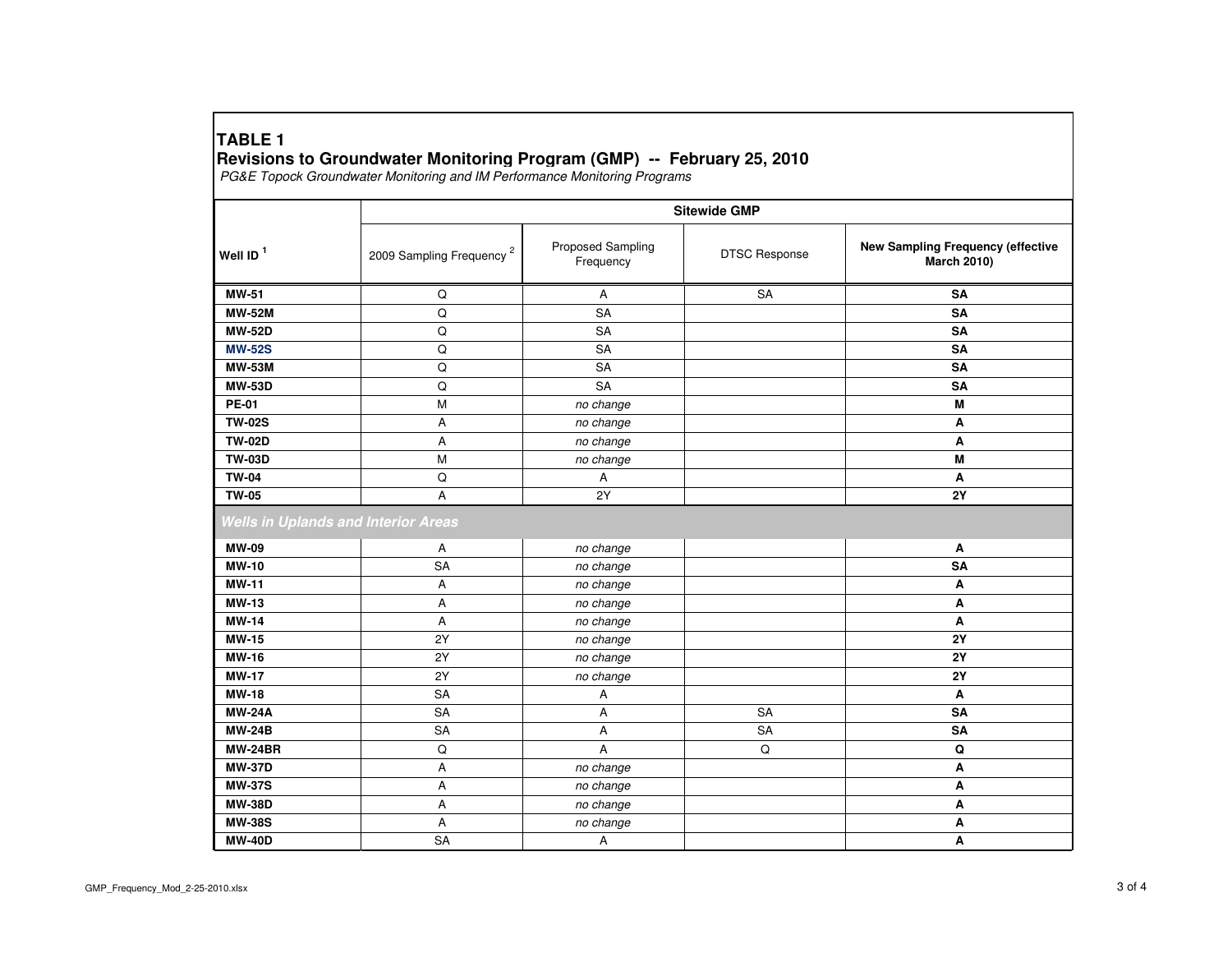**TABLE 1**
**Revisions to Groundwater Monitoring Program (GMP) -- February 25, 2010**
*PG&E Topock Groundwater Monitoring and IM Performance Monitoring Programs*

| Well ID [1] | Sitewide GMP | | | |
|---|---|---|---|---|
| | 2009 Sampling Frequency [2] | Proposed Sampling Frequency | DTSC Response | New Sampling Frequency (effective March 2010) |
| **MW-51** | Q | A | SA | **SA** |
| **MW-52M** | Q | SA | | **SA** |
| **MW-52D** | Q | SA | | **SA** |
| **MW-52S** | Q | SA | | **SA** |
| **MW-53M** | Q | SA | | **SA** |
| **MW-53D** | Q | SA | | **SA** |
| **PE-01** | M | *no change* | | **M** |
| **TW-02S** | A | *no change* | | **A** |
| **TW-02D** | A | *no change* | | **A** |
| **TW-03D** | M | *no change* | | **M** |
| **TW-04** | Q | A | | **A** |
| **TW-05** | A | 2Y | | **2Y** |
| ***Wells in Uplands and Interior Areas*** | | | | |
| **MW-09** | A | *no change* | | **A** |
| **MW-10** | SA | *no change* | | **SA** |
| **MW-11** | A | *no change* | | **A** |
| **MW-13** | A | *no change* | | **A** |
| **MW-14** | A | *no change* | | **A** |
| **MW-15** | 2Y | *no change* | | **2Y** |
| **MW-16** | 2Y | *no change* | | **2Y** |
| **MW-17** | 2Y | *no change* | | **2Y** |
| **MW-18** | SA | A | | **A** |
| **MW-24A** | SA | A | SA | **SA** |
| **MW-24B** | SA | A | SA | **SA** |
| **MW-24BR** | Q | A | Q | **Q** |
| **MW-37D** | A | *no change* | | **A** |
| **MW-37S** | A | *no change* | | **A** |
| **MW-38D** | A | *no change* | | **A** |
| **MW-38S** | A | *no change* | | **A** |
| **MW-40D** | SA | A | | **A** |

GMP_Frequency_Mod_2-25-2010.xlsx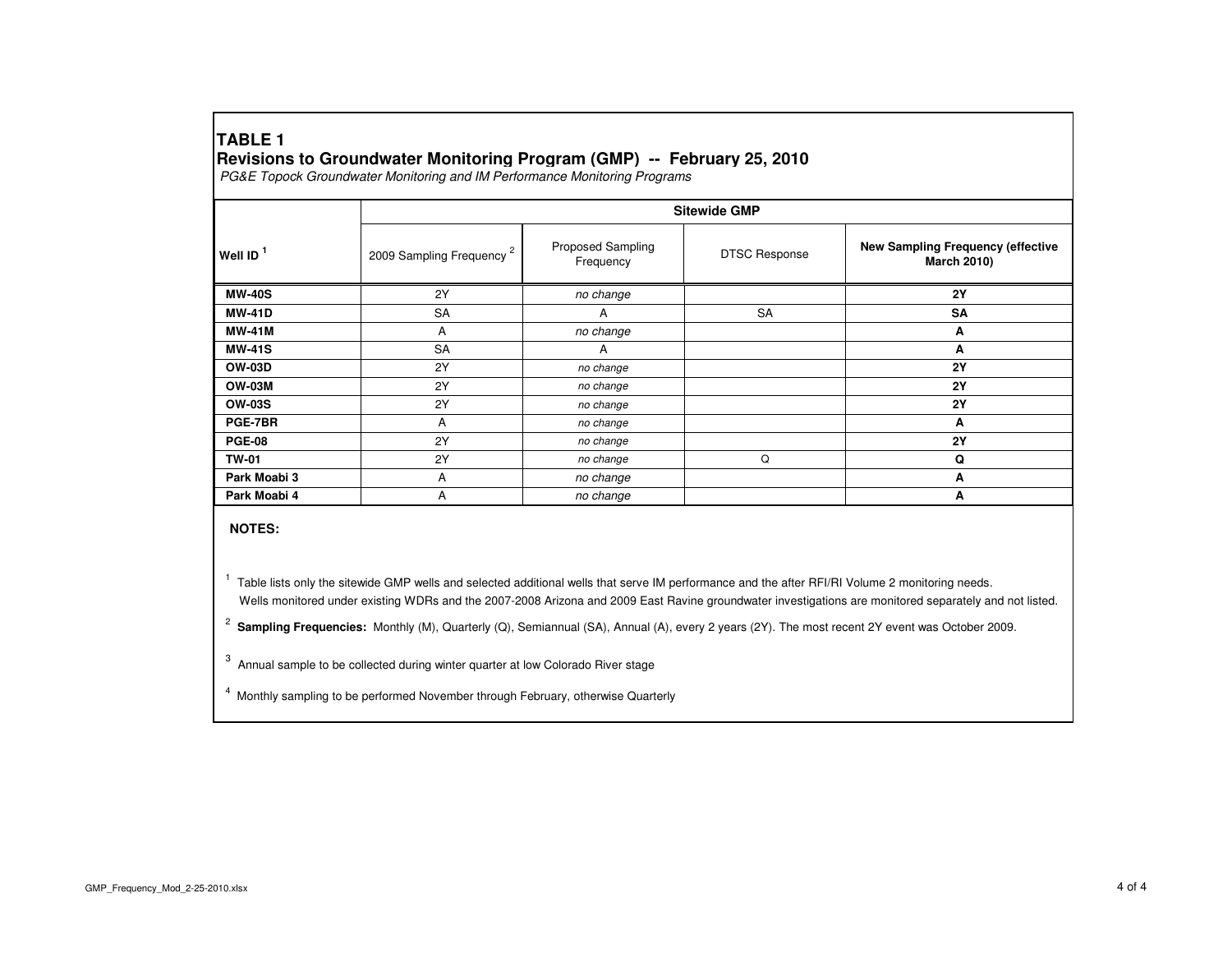## TABLE 1
## Revisions to Groundwater Monitoring Program (GMP) -- February 25, 2010
*PG&E Topock Groundwater Monitoring and IM Performance Monitoring Programs*

| | Sitewide GMP | | | |
|---|---|---|---|---|
| Well ID [1] | 2009 Sampling Frequency [2] | Proposed Sampling Frequency | DTSC Response | **New Sampling Frequency (effective March 2010)** |
| **MW-40S** | 2Y | *no change* | | **2Y** |
| **MW-41D** | SA | A | SA | **SA** |
| **MW-41M** | A | *no change* | | **A** |
| **MW-41S** | SA | A | | **A** |
| **OW-03D** | 2Y | *no change* | | **2Y** |
| **OW-03M** | 2Y | *no change* | | **2Y** |
| **OW-03S** | 2Y | *no change* | | **2Y** |
| **PGE-7BR** | A | *no change* | | **A** |
| **PGE-08** | 2Y | *no change* | | **2Y** |
| **TW-01** | 2Y | *no change* | Q | **Q** |
| **Park Moabi 3** | A | *no change* | | **A** |
| **Park Moabi 4** | A | *no change* | | **A** |

**NOTES:**

[1] Table lists only the sitewide GMP wells and selected additional wells that serve IM performance and the after RFI/RI Volume 2 monitoring needs. Wells monitored under existing WDRs and the 2007-2008 Arizona and 2009 East Ravine groundwater investigations are monitored separately and not listed.

[2] **Sampling Frequencies:** Monthly (M), Quarterly (Q), Semiannual (SA), Annual (A), every 2 years (2Y). The most recent 2Y event was October 2009.

[3] Annual sample to be collected during winter quarter at low Colorado River stage

[4] Monthly sampling to be performed November through February, otherwise Quarterly